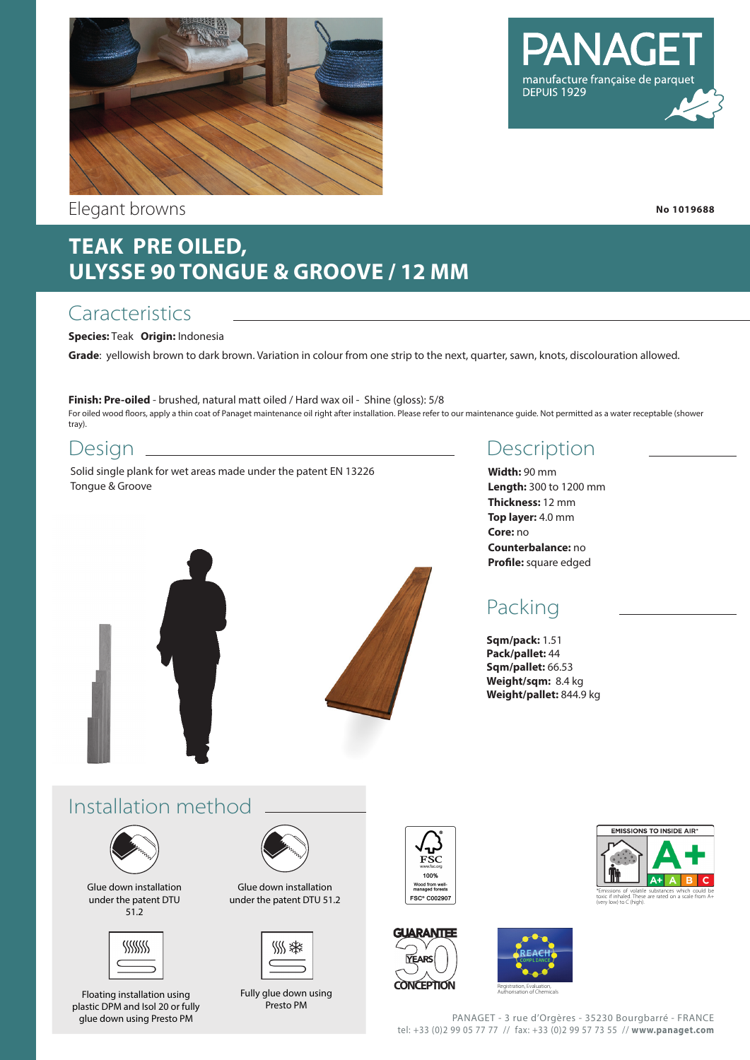PANAGET

manufacture française de parquet
DEPUIS 1929

Elegant browns

**No 1019688**

# TEAK PRE OILED, ULYSSE 90 TONGUE & GROOVE / 12 MM

## Caracteristics

**Species:** Teak **Origin:** Indonesia

**Grade**: yellowish brown to dark brown. Variation in colour from one strip to the next, quarter, sawn, knots, discolouration allowed.

**Finish: Pre-oiled** - brushed, natural matt oiled / Hard wax oil - Shine (gloss): 5/8

For oiled wood floors, apply a thin coat of Panaget maintenance oil right after installation. Please refer to our maintenance guide. Not permitted as a water receptable (shower tray).

## Design

Solid single plank for wet areas made under the patent EN 13226
Tongue & Groove

## Description

**Width:** 90 mm
**Length:** 300 to 1200 mm
**Thickness:** 12 mm
**Top layer:** 4.0 mm
**Core:** no
**Counterbalance:** no
**Profile:** square edged

## Packing

**Sqm/pack:** 1.51
**Pack/pallet:** 44
**Sqm/pallet:** 66.53
**Weight/sqm:** 8.4 kg
**Weight/pallet:** 844.9 kg

## Installation method

Glue down installation under the patent DTU 51.2

Glue down installation under the patent DTU 51.2

Floating installation using plastic DPM and Isol 20 or fully glue down using Presto PM

Fully glue down using Presto PM

FSC www.fsc.org 100% Wood from well-managed forests FSC® C002907

EMISSIONS TO INSIDE AIR* A+ A+ A B C

*Emissions of volatile substances which could be toxic if inhaled. These are rated on a scale from A+ (very low) to C (high).

GUARANTEE 30 YEARS CONCEPTION

REACH COMPLIANCE

Registration, Evaluation, Authorisation of Chemicals

PANAGET - 3 rue d'Orgères - 35230 Bourgbarré - FRANCE
tel: +33 (0)2 99 05 77 77 // fax: +33 (0)2 99 57 73 55 // **www.panaget.com**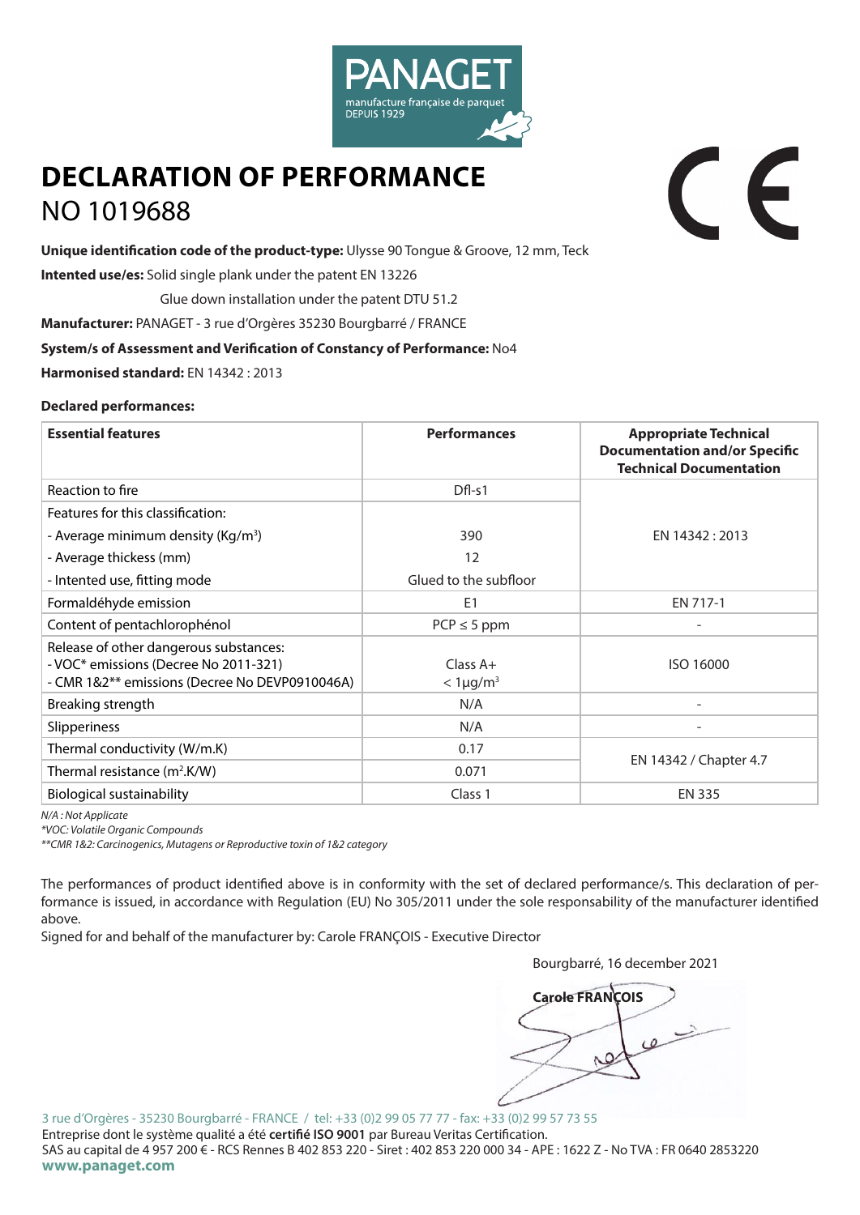# DECLARATION OF PERFORMANCE

NO 1019688

**Unique identification code of the product-type:** Ulysse 90 Tongue & Groove, 12 mm, Teck

**Intented use/es:** Solid single plank under the patent EN 13226

Glue down installation under the patent DTU 51.2

**Manufacturer:** PANAGET - 3 rue d'Orgères 35230 Bourgbarré / FRANCE

**System/s of Assessment and Verification of Constancy of Performance:** No4

**Harmonised standard:** EN 14342 : 2013

**Declared performances:**

| Essential features | Performances | Appropriate Technical Documentation and/or Specific Technical Documentation |
|---|---|---|
| Reaction to fire | Dfl-s1 | EN 14342 : 2013 |
| Features for this classification: | | |
| - Average minimum density (Kg/m³) | 390 | |
| - Average thickess (mm) | 12 | |
| - Intented use, fitting mode | Glued to the subfloor | |
| Formaldéhyde emission | E1 | EN 717-1 |
| Content of pentachlorophénol | PCP ≤ 5 ppm | - |
| Release of other dangerous substances: - VOC* emissions (Decree No 2011-321) - CMR 1&2** emissions (Decree No DEVP0910046A) | Class A+ < 1µg/m³ | ISO 16000 |
| Breaking strength | N/A | - |
| Slipperiness | N/A | - |
| Thermal conductivity (W/m.K) | 0.17 | EN 14342 / Chapter 4.7 |
| Thermal resistance (m².K/W) | 0.071 | |
| Biological sustainability | Class 1 | EN 335 |

*N/A : Not Applicate*

*\*VOC: Volatile Organic Compounds*

*\*\*CMR 1&2: Carcinogenics, Mutagens or Reproductive toxin of 1&2 category*

The performances of product identified above is in conformity with the set of declared performance/s. This declaration of performance is issued, in accordance with Regulation (EU) No 305/2011 under the sole responsability of the manufacturer identified above.

Signed for and behalf of the manufacturer by: Carole FRANÇOIS - Executive Director

Bourgbarré, 16 december 2021

Carole FRANCOIS

3 rue d'Orgères - 35230 Bourgbarré - FRANCE / tel: +33 (0)2 99 05 77 77 - fax: +33 (0)2 99 57 73 55

Entreprise dont le système qualité a été **certifié ISO 9001** par Bureau Veritas Certification.

SAS au capital de 4 957 200 € - RCS Rennes B 402 853 220 - Siret : 402 853 220 000 34 - APE : 1622 Z - No TVA : FR 0640 2853220

**www.panaget.com**